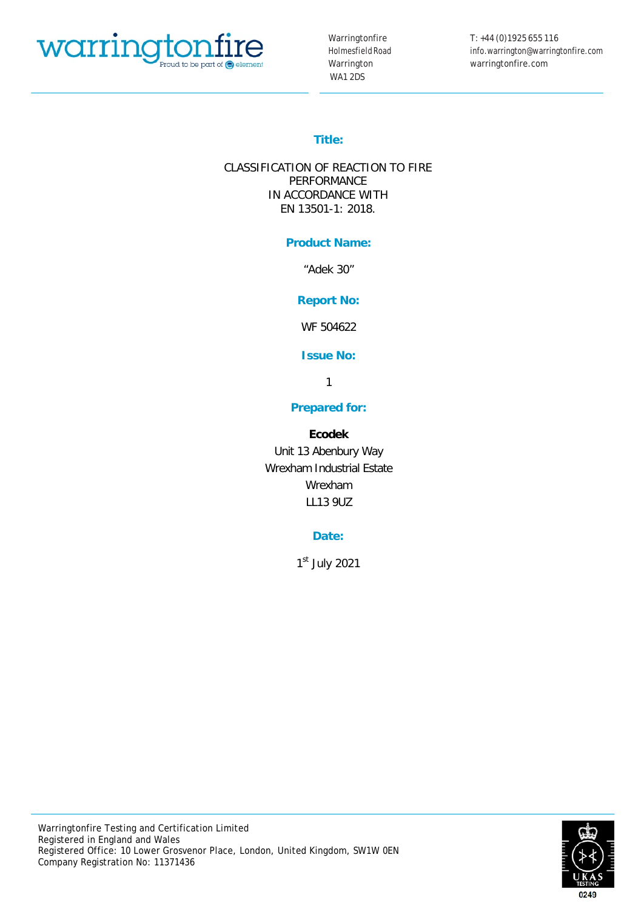warringtonfire

Proud to be part of element

Warringtonfire
Holmesfield Road
Warrington
WA1 2DS

T: +44 (0)1925 655 116
info.warrington@warringtonfire.com
warringtonfire.com

## Title:

CLASSIFICATION OF REACTION TO FIRE PERFORMANCE
IN ACCORDANCE WITH
EN 13501-1: 2018.

## Product Name:

"Adek 30"

## Report No:

WF 504622

## Issue No:

1

## Prepared for:

**Ecodek**
Unit 13 Abenbury Way
Wrexham Industrial Estate
Wrexham
LL13 9UZ

## Date:

1st July 2021

Warringtonfire Testing and Certification Limited
Registered in England and Wales
Registered Office: 10 Lower Grosvenor Place, London, United Kingdom, SW1W 0EN
Company Registration No: 11371436

UKAS TESTING 0249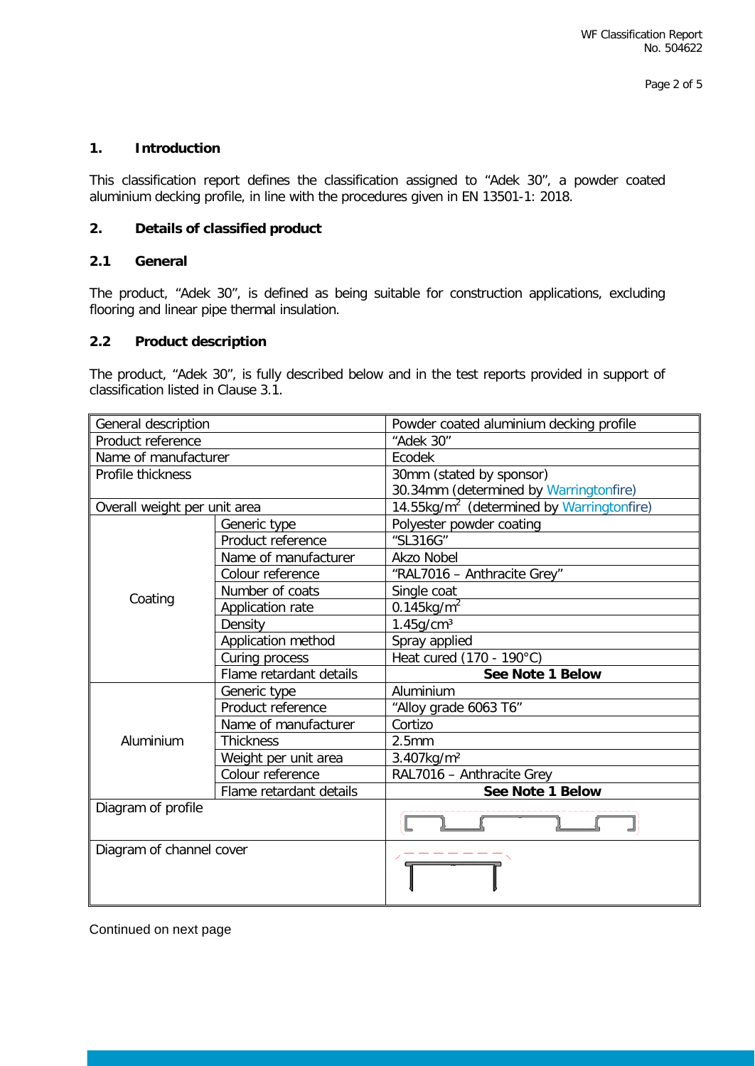## 1. Introduction

This classification report defines the classification assigned to "Adek 30", a powder coated aluminium decking profile, in line with the procedures given in EN 13501-1: 2018.

## 2. Details of classified product

### 2.1 General

The product, "Adek 30", is defined as being suitable for construction applications, excluding flooring and linear pipe thermal insulation.

### 2.2 Product description

The product, "Adek 30", is fully described below and in the test reports provided in support of classification listed in Clause 3.1.

| General description | | Powder coated aluminium decking profile |
|---|---|---|
| Product reference | | "Adek 30" |
| Name of manufacturer | | Ecodek |
| Profile thickness | | 30mm (stated by sponsor)<br>30.34mm (determined by Warringtonfire) |
| Overall weight per unit area | | 14.55kg/m$^2$ (determined by Warringtonfire) |
| Coating | Generic type | Polyester powder coating |
| | Product reference | "SL316G" |
| | Name of manufacturer | Akzo Nobel |
| | Colour reference | "RAL7016 – Anthracite Grey" |
| | Number of coats | Single coat |
| | Application rate | 0.145kg/m$^2$ |
| | Density | 1.45g/cm$^3$ |
| | Application method | Spray applied |
| | Curing process | Heat cured (170 - 190°C) |
| | Flame retardant details | **See Note 1 Below** |
| Aluminium | Generic type | Aluminium |
| | Product reference | "Alloy grade 6063 T6" |
| | Name of manufacturer | Cortizo |
| | Thickness | 2.5mm |
| | Weight per unit area | 3.407kg/m$^2$ |
| | Colour reference | RAL7016 – Anthracite Grey |
| | Flame retardant details | **See Note 1 Below** |
| Diagram of profile | | |
| Diagram of channel cover | | |

Continued on next page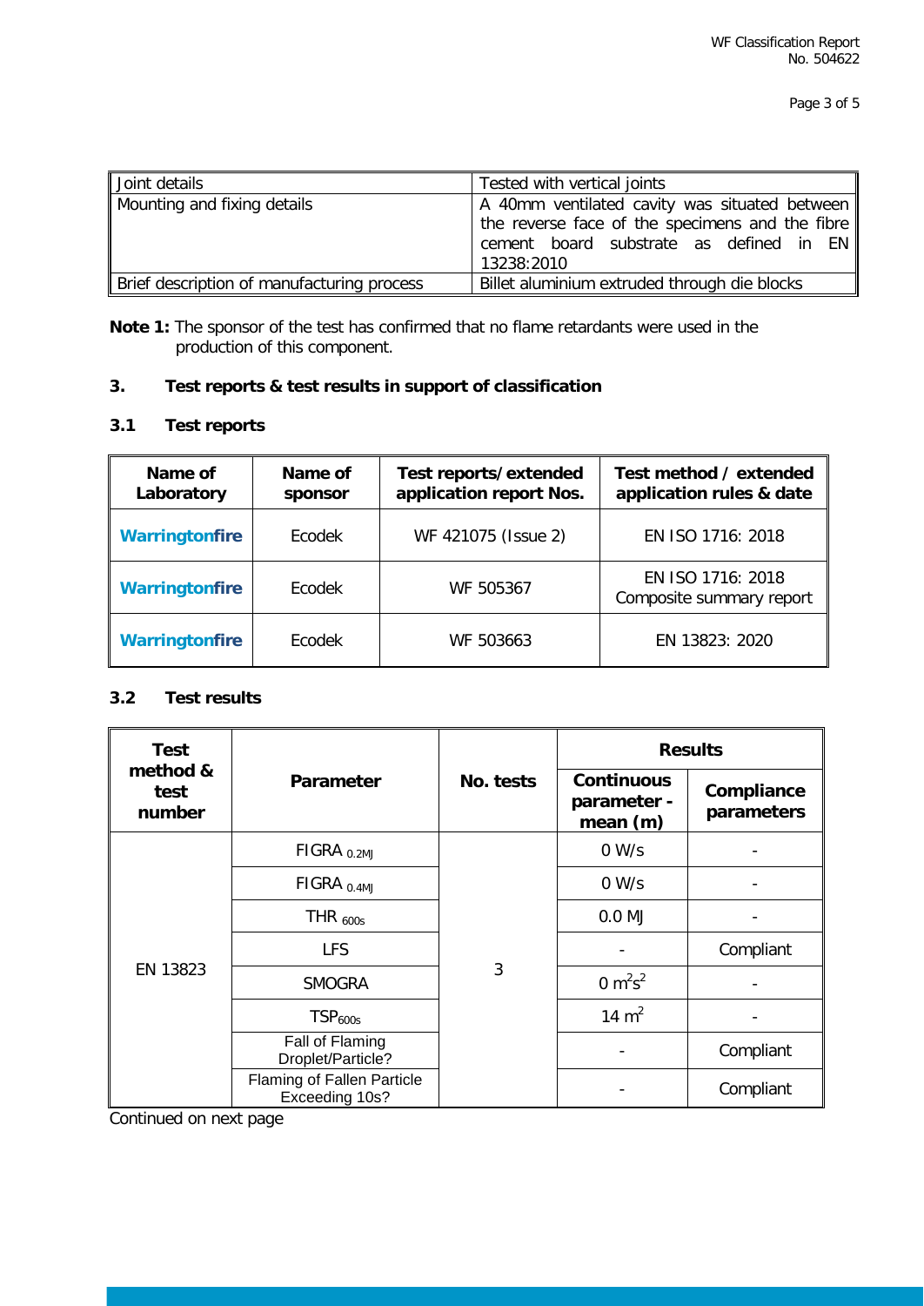| Joint details | Tested with vertical joints |
|---|---|
| Mounting and fixing details | A 40mm ventilated cavity was situated between the reverse face of the specimens and the fibre cement board substrate as defined in EN 13238:2010 |
| Brief description of manufacturing process | Billet aluminium extruded through die blocks |

**Note 1:** The sponsor of the test has confirmed that no flame retardants were used in the production of this component.

## 3. Test reports & test results in support of classification

### 3.1 Test reports

| Name of Laboratory | Name of sponsor | Test reports/extended application report Nos. | Test method / extended application rules & date |
|---|---|---|---|
| Warringtonfire | Ecodek | WF 421075 (Issue 2) | EN ISO 1716: 2018 |
| Warringtonfire | Ecodek | WF 505367 | EN ISO 1716: 2018 Composite summary report |
| Warringtonfire | Ecodek | WF 503663 | EN 13823: 2020 |

### 3.2 Test results

| Test method & test number | Parameter | No. tests | Results | |
|---|---|---|---|---|
| | | | Continuous parameter - mean (m) | Compliance parameters |
| EN 13823 | $FIGRA_{0.2MJ}$ | 3 | 0 W/s | - |
| | $FIGRA_{0.4MJ}$ | | 0 W/s | - |
| | $THR_{600s}$ | | 0.0 MJ | - |
| | LFS | | - | Compliant |
| | SMOGRA | | 0 $m^2s^2$ | - |
| | $TSP_{600s}$ | | 14 $m^2$ | - |
| | Fall of Flaming Droplet/Particle? | | - | Compliant |
| | Flaming of Fallen Particle Exceeding 10s? | | - | Compliant |

Continued on next page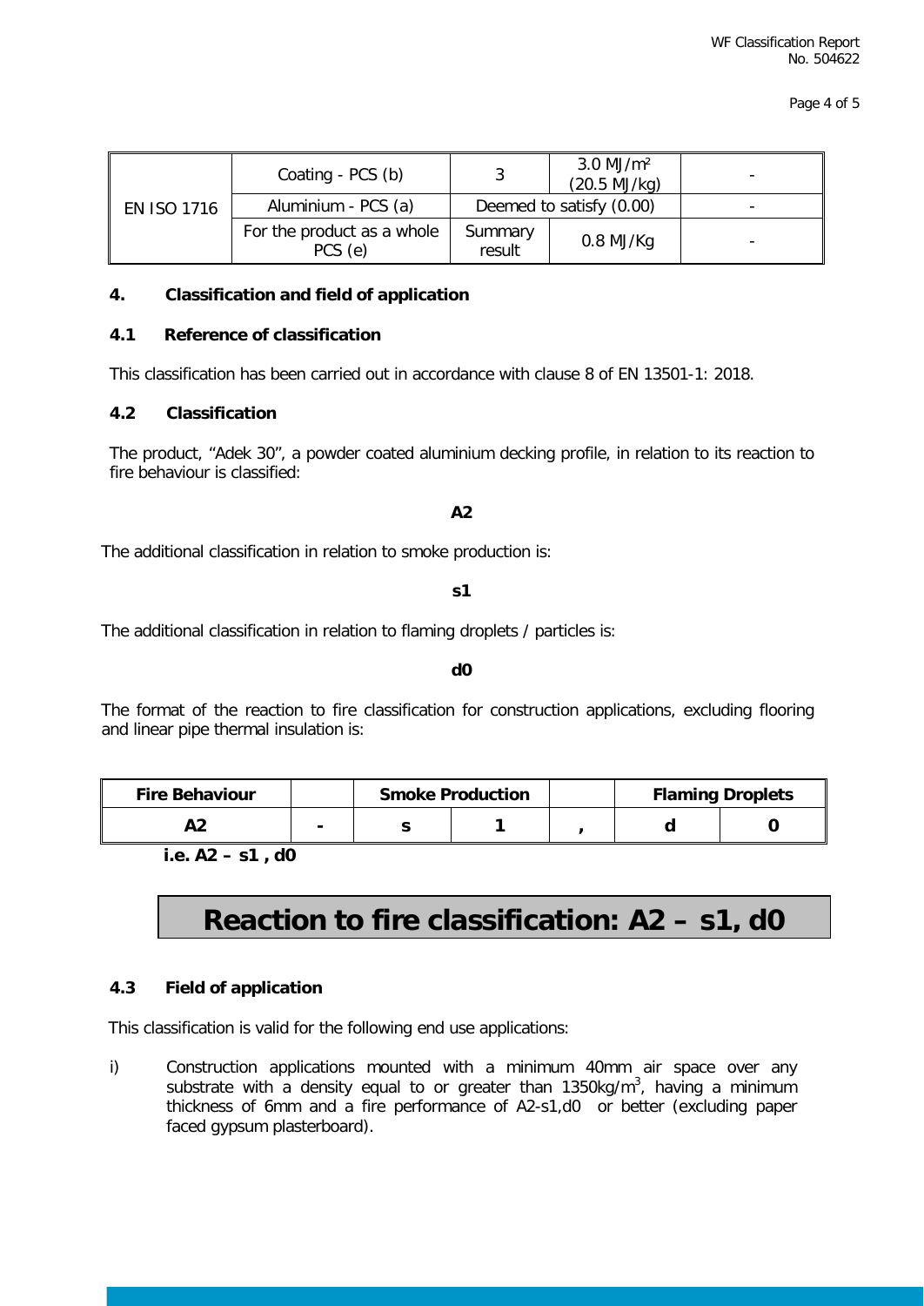| | | | | |
|---|---|---|---|---|
| EN ISO 1716 | Coating - PCS (b) | 3 | 3.0 MJ/m² (20.5 MJ/kg) | - |
| | Aluminium - PCS (a) | Deemed to satisfy (0.00) | | - |
| | For the product as a whole PCS (e) | Summary result | 0.8 MJ/Kg | - |

## 4. Classification and field of application

### 4.1 Reference of classification

This classification has been carried out in accordance with clause 8 of EN 13501-1: 2018.

### 4.2 Classification

The product, "Adek 30", a powder coated aluminium decking profile, in relation to its reaction to fire behaviour is classified:

**A2**

The additional classification in relation to smoke production is:

**s1**

The additional classification in relation to flaming droplets / particles is:

**d0**

The format of the reaction to fire classification for construction applications, excluding flooring and linear pipe thermal insulation is:

| Fire Behaviour | | Smoke Production | | | Flaming Droplets | |
|---|---|---|---|---|---|---|
| A2 | - | s | 1 | , | d | 0 |

**i.e. A2 – s1 , d0**

**Reaction to fire classification: A2 – s1, d0**

### 4.3 Field of application

This classification is valid for the following end use applications:

i) Construction applications mounted with a minimum 40mm air space over any substrate with a density equal to or greater than 1350kg/m$^3$, having a minimum thickness of 6mm and a fire performance of A2-s1,d0 or better (excluding paper faced gypsum plasterboard).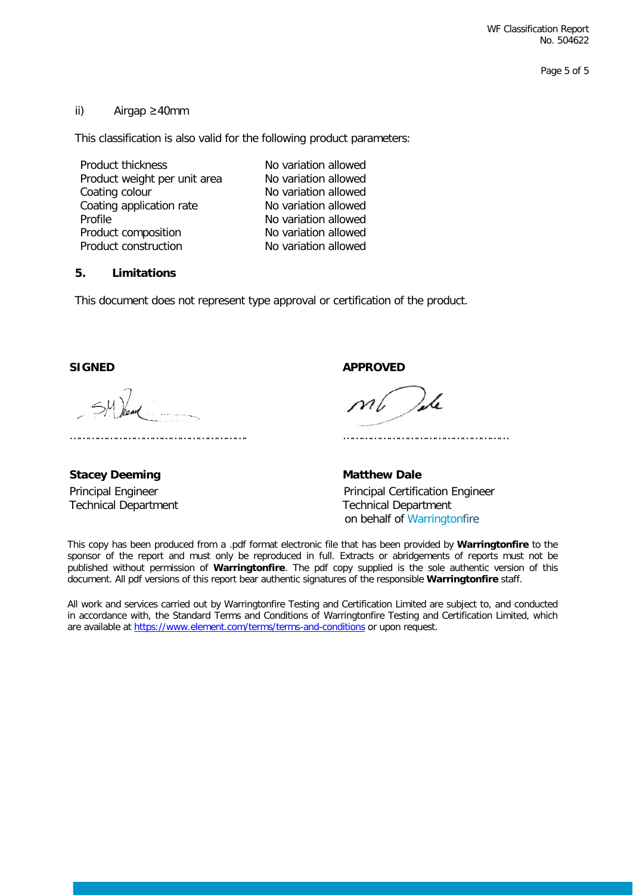ii) Airgap ≥40mm

This classification is also valid for the following product parameters:

| | |
|---|---|
| Product thickness | No variation allowed |
| Product weight per unit area | No variation allowed |
| Coating colour | No variation allowed |
| Coating application rate | No variation allowed |
| Profile | No variation allowed |
| Product composition | No variation allowed |
| Product construction | No variation allowed |

## 5. Limitations

This document does not represent type approval or certification of the product.

**SIGNED**

……………………………………………

**Stacey Deeming**
Principal Engineer
Technical Department

**APPROVED**

……………………………………………

**Matthew Dale**
Principal Certification Engineer
Technical Department
on behalf of Warringtonfire

This copy has been produced from a .pdf format electronic file that has been provided by **Warringtonfire** to the sponsor of the report and must only be reproduced in full. Extracts or abridgements of reports must not be published without permission of **Warringtonfire**. The pdf copy supplied is the sole authentic version of this document. All pdf versions of this report bear authentic signatures of the responsible **Warringtonfire** staff.

All work and services carried out by Warringtonfire Testing and Certification Limited are subject to, and conducted in accordance with, the Standard Terms and Conditions of Warringtonfire Testing and Certification Limited, which are available at https://www.element.com/terms/terms-and-conditions or upon request.